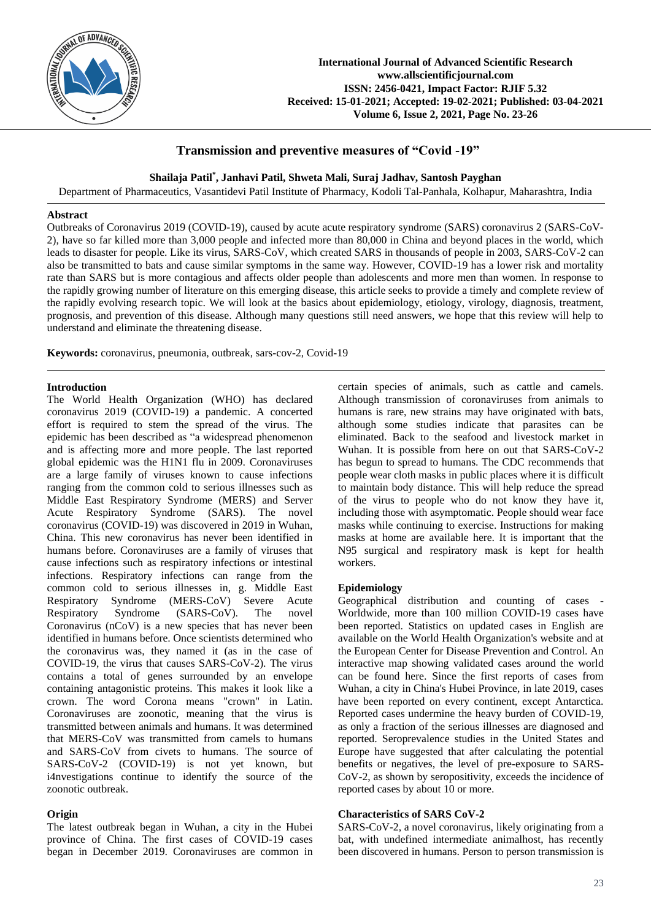# Transmission and preventive measures of "Covid -19"

**Shailaja Patil[*], Janhavi Patil, Shweta Mali, Suraj Jadhav, Santosh Payghan**

Department of Pharmaceutics, Vasantidevi Patil Institute of Pharmacy, Kodoli Tal-Panhala, Kolhapur, Maharashtra, India

## Abstract

Outbreaks of Coronavirus 2019 (COVID-19), caused by acute acute respiratory syndrome (SARS) coronavirus 2 (SARS-CoV-2), have so far killed more than 3,000 people and infected more than 80,000 in China and beyond places in the world, which leads to disaster for people. Like its virus, SARS-CoV, which created SARS in thousands of people in 2003, SARS-CoV-2 can also be transmitted to bats and cause similar symptoms in the same way. However, COVID-19 has a lower risk and mortality rate than SARS but is more contagious and affects older people than adolescents and more men than women. In response to the rapidly growing number of literature on this emerging disease, this article seeks to provide a timely and complete review of the rapidly evolving research topic. We will look at the basics about epidemiology, etiology, virology, diagnosis, treatment, prognosis, and prevention of this disease. Although many questions still need answers, we hope that this review will help to understand and eliminate the threatening disease.

**Keywords:** coronavirus, pneumonia, outbreak, sars-cov-2, Covid-19

## Introduction

The World Health Organization (WHO) has declared coronavirus 2019 (COVID-19) a pandemic. A concerted effort is required to stem the spread of the virus. The epidemic has been described as "a widespread phenomenon and is affecting more and more people. The last reported global epidemic was the H1N1 flu in 2009. Coronaviruses are a large family of viruses known to cause infections ranging from the common cold to serious illnesses such as Middle East Respiratory Syndrome (MERS) and Server Acute Respiratory Syndrome (SARS). The novel coronavirus (COVID-19) was discovered in 2019 in Wuhan, China. This new coronavirus has never been identified in humans before. Coronaviruses are a family of viruses that cause infections such as respiratory infections or intestinal infections. Respiratory infections can range from the common cold to serious illnesses in, g. Middle East Respiratory Syndrome (MERS-CoV) Severe Acute Respiratory Syndrome (SARS-CoV). The novel Coronavirus (nCoV) is a new species that has never been identified in humans before. Once scientists determined who the coronavirus was, they named it (as in the case of COVID-19, the virus that causes SARS-CoV-2). The virus contains a total of genes surrounded by an envelope containing antagonistic proteins. This makes it look like a crown. The word Corona means "crown" in Latin. Coronaviruses are zoonotic, meaning that the virus is transmitted between animals and humans. It was determined that MERS-CoV was transmitted from camels to humans and SARS-CoV from civets to humans. The source of SARS-CoV-2 (COVID-19) is not yet known, but i4nvestigations continue to identify the source of the zoonotic outbreak.

## Origin

The latest outbreak began in Wuhan, a city in the Hubei province of China. The first cases of COVID-19 cases began in December 2019. Coronaviruses are common in certain species of animals, such as cattle and camels. Although transmission of coronaviruses from animals to humans is rare, new strains may have originated with bats, although some studies indicate that parasites can be eliminated. Back to the seafood and livestock market in Wuhan. It is possible from here on out that SARS-CoV-2 has begun to spread to humans. The CDC recommends that people wear cloth masks in public places where it is difficult to maintain body distance. This will help reduce the spread of the virus to people who do not know they have it, including those with asymptomatic. People should wear face masks while continuing to exercise. Instructions for making masks at home are available here. It is important that the N95 surgical and respiratory mask is kept for health workers.

## Epidemiology

Geographical distribution and counting of cases - Worldwide, more than 100 million COVID-19 cases have been reported. Statistics on updated cases in English are available on the World Health Organization's website and at the European Center for Disease Prevention and Control. An interactive map showing validated cases around the world can be found here. Since the first reports of cases from Wuhan, a city in China's Hubei Province, in late 2019, cases have been reported on every continent, except Antarctica. Reported cases undermine the heavy burden of COVID-19, as only a fraction of the serious illnesses are diagnosed and reported. Seroprevalence studies in the United States and Europe have suggested that after calculating the potential benefits or negatives, the level of pre-exposure to SARS-CoV-2, as shown by seropositivity, exceeds the incidence of reported cases by about 10 or more.

## Characteristics of SARS CoV-2

SARS-CoV-2, a novel coronavirus, likely originating from a bat, with undefined intermediate animalhost, has recently been discovered in humans. Person to person transmission is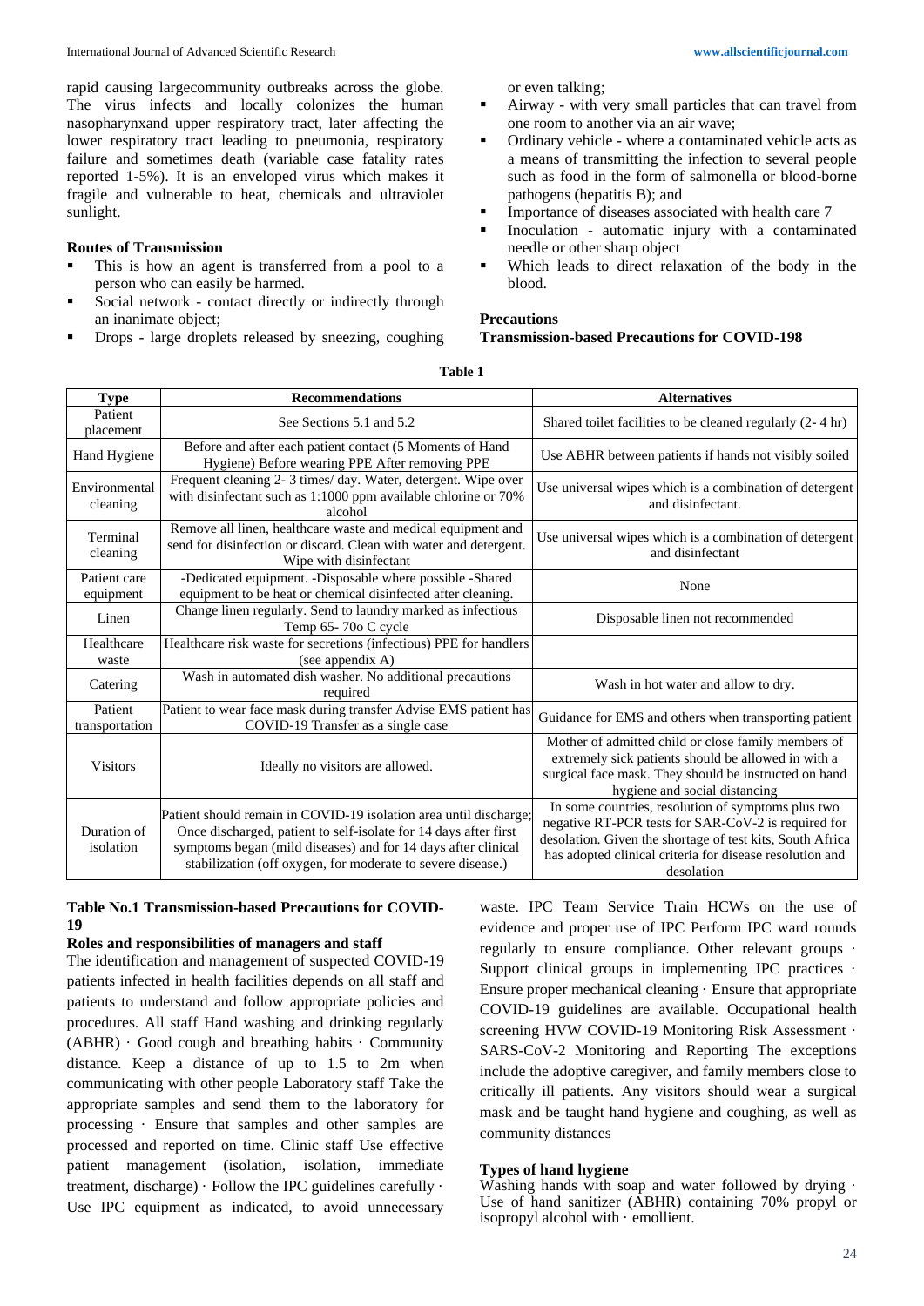rapid causing largecommunity outbreaks across the globe. The virus infects and locally colonizes the human nasopharynxand upper respiratory tract, later affecting the lower respiratory tract leading to pneumonia, respiratory failure and sometimes death (variable case fatality rates reported 1-5%). It is an enveloped virus which makes it fragile and vulnerable to heat, chemicals and ultraviolet sunlight.

**Routes of Transmission**

- This is how an agent is transferred from a pool to a person who can easily be harmed.
- Social network - contact directly or indirectly through an inanimate object;
- Drops - large droplets released by sneezing, coughing or even talking;
- Airway - with very small particles that can travel from one room to another via an air wave;
- Ordinary vehicle - where a contaminated vehicle acts as a means of transmitting the infection to several people such as food in the form of salmonella or blood-borne pathogens (hepatitis B); and
- Importance of diseases associated with health care 7
- Inoculation - automatic injury with a contaminated needle or other sharp object
- Which leads to direct relaxation of the body in the blood.

**Precautions**

**Transmission-based Precautions for COVID-198**

**Table 1**

| Type | Recommendations | Alternatives |
|---|---|---|
| Patient placement | See Sections 5.1 and 5.2 | Shared toilet facilities to be cleaned regularly (2- 4 hr) |
| Hand Hygiene | Before and after each patient contact (5 Moments of Hand Hygiene) Before wearing PPE After removing PPE | Use ABHR between patients if hands not visibly soiled |
| Environmental cleaning | Frequent cleaning 2- 3 times/ day. Water, detergent. Wipe over with disinfectant such as 1:1000 ppm available chlorine or 70% alcohol | Use universal wipes which is a combination of detergent and disinfectant. |
| Terminal cleaning | Remove all linen, healthcare waste and medical equipment and send for disinfection or discard. Clean with water and detergent. Wipe with disinfectant | Use universal wipes which is a combination of detergent and disinfectant |
| Patient care equipment | -Dedicated equipment. -Disposable where possible -Shared equipment to be heat or chemical disinfected after cleaning. | None |
| Linen | Change linen regularly. Send to laundry marked as infectious Temp 65- 70o C cycle | Disposable linen not recommended |
| Healthcare waste | Healthcare risk waste for secretions (infectious) PPE for handlers (see appendix A) | |
| Catering | Wash in automated dish washer. No additional precautions required | Wash in hot water and allow to dry. |
| Patient transportation | Patient to wear face mask during transfer Advise EMS patient has COVID-19 Transfer as a single case | Guidance for EMS and others when transporting patient |
| Visitors | Ideally no visitors are allowed. | Mother of admitted child or close family members of extremely sick patients should be allowed in with a surgical face mask. They should be instructed on hand hygiene and social distancing |
| Duration of isolation | Patient should remain in COVID-19 isolation area until discharge; Once discharged, patient to self-isolate for 14 days after first symptoms began (mild diseases) and for 14 days after clinical stabilization (off oxygen, for moderate to severe disease.) | In some countries, resolution of symptoms plus two negative RT-PCR tests for SARS-CoV-2 is required for desolation. Given the shortage of test kits, South Africa has adopted clinical criteria for disease resolution and desolation |

**Table No.1 Transmission-based Precautions for COVID-19**

**Roles and responsibilities of managers and staff**

The identification and management of suspected COVID-19 patients infected in health facilities depends on all staff and patients to understand and follow appropriate policies and procedures. All staff Hand washing and drinking regularly (ABHR) · Good cough and breathing habits · Community distance. Keep a distance of up to 1.5 to 2m when communicating with other people Laboratory staff Take the appropriate samples and send them to the laboratory for processing · Ensure that samples and other samples are processed and reported on time. Clinic staff Use effective patient management (isolation, isolation, immediate treatment, discharge) · Follow the IPC guidelines carefully · Use IPC equipment as indicated, to avoid unnecessary waste. IPC Team Service Train HCWs on the use of evidence and proper use of IPC Perform IPC ward rounds regularly to ensure compliance. Other relevant groups · Support clinical groups in implementing IPC practices · Ensure proper mechanical cleaning · Ensure that appropriate COVID-19 guidelines are available. Occupational health screening HVW COVID-19 Monitoring Risk Assessment · SARS-CoV-2 Monitoring and Reporting The exceptions include the adoptive caregiver, and family members close to critically ill patients. Any visitors should wear a surgical mask and be taught hand hygiene and coughing, as well as community distances

**Types of hand hygiene**

Washing hands with soap and water followed by drying · Use of hand sanitizer (ABHR) containing 70% propyl or isopropyl alcohol with · emollient.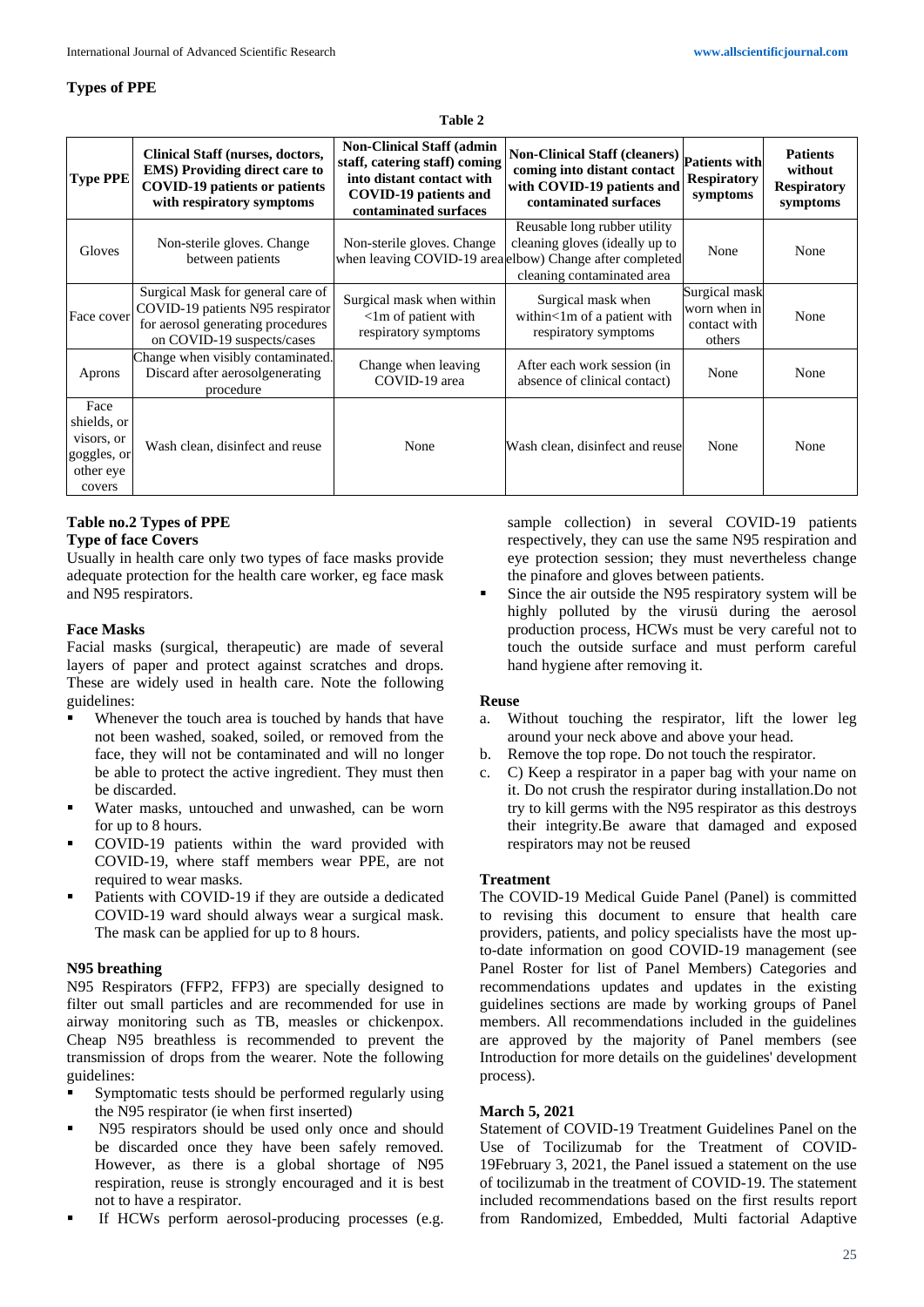## Types of PPE

**Table 2**

| Type PPE | Clinical Staff (nurses, doctors, EMS) Providing direct care to COVID-19 patients or patients with respiratory symptoms | Non-Clinical Staff (admin staff, catering staff) coming into distant contact with COVID-19 patients and contaminated surfaces | Non-Clinical Staff (cleaners) coming into distant contact with COVID-19 patients and contaminated surfaces | Patients with Respiratory symptoms | Patients without Respiratory symptoms |
|---|---|---|---|---|---|
| Gloves | Non-sterile gloves. Change between patients | Non-sterile gloves. Change when leaving COVID-19 area | Reusable long rubber utility cleaning gloves (ideally up to elbow) Change after completed cleaning contaminated area | None | None |
| Face cover | Surgical Mask for general care of COVID-19 patients N95 respirator for aerosol generating procedures on COVID-19 suspects/cases | Surgical mask when within <1m of patient with respiratory symptoms | Surgical mask when within<1m of a patient with respiratory symptoms | Surgical mask worn when in contact with others | None |
| Aprons | Change when visibly contaminated. Discard after aerosolgenerating procedure | Change when leaving COVID-19 area | After each work session (in absence of clinical contact) | None | None |
| Face shields, or visors, or goggles, or other eye covers | Wash clean, disinfect and reuse | None | Wash clean, disinfect and reuse | None | None |

**Table no.2 Types of PPE**

**Type of face Covers**

Usually in health care only two types of face masks provide adequate protection for the health care worker, eg face mask and N95 respirators.

### Face Masks

Facial masks (surgical, therapeutic) are made of several layers of paper and protect against scratches and drops. These are widely used in health care. Note the following guidelines:

- Whenever the touch area is touched by hands that have not been washed, soaked, soiled, or removed from the face, they will not be contaminated and will no longer be able to protect the active ingredient. They must then be discarded.
- Water masks, untouched and unwashed, can be worn for up to 8 hours.
- COVID-19 patients within the ward provided with COVID-19, where staff members wear PPE, are not required to wear masks.
- Patients with COVID-19 if they are outside a dedicated COVID-19 ward should always wear a surgical mask. The mask can be applied for up to 8 hours.

### N95 breathing

N95 Respirators (FFP2, FFP3) are specially designed to filter out small particles and are recommended for use in airway monitoring such as TB, measles or chickenpox. Cheap N95 breathless is recommended to prevent the transmission of drops from the wearer. Note the following guidelines:

- Symptomatic tests should be performed regularly using the N95 respirator (ie when first inserted)
- N95 respirators should be used only once and should be discarded once they have been safely removed. However, as there is a global shortage of N95 respiration, reuse is strongly encouraged and it is best not to have a respirator.
- If HCWs perform aerosol-producing processes (e.g. sample collection) in several COVID-19 patients respectively, they can use the same N95 respiration and eye protection session; they must nevertheless change the pinafore and gloves between patients.
- Since the air outside the N95 respiratory system will be highly polluted by the virusü during the aerosol production process, HCWs must be very careful not to touch the outside surface and must perform careful hand hygiene after removing it.

### Reuse

a. Without touching the respirator, lift the lower leg around your neck above and above your head.
b. Remove the top rope. Do not touch the respirator.
c. C) Keep a respirator in a paper bag with your name on it. Do not crush the respirator during installation.Do not try to kill germs with the N95 respirator as this destroys their integrity.Be aware that damaged and exposed respirators may not be reused

### Treatment

The COVID-19 Medical Guide Panel (Panel) is committed to revising this document to ensure that health care providers, patients, and policy specialists have the most up-to-date information on good COVID-19 management (see Panel Roster for list of Panel Members) Categories and recommendations updates and updates in the existing guidelines sections are made by working groups of Panel members. All recommendations included in the guidelines are approved by the majority of Panel members (see Introduction for more details on the guidelines' development process).

### March 5, 2021

Statement of COVID-19 Treatment Guidelines Panel on the Use of Tocilizumab for the Treatment of COVID-19February 3, 2021, the Panel issued a statement on the use of tocilizumab in the treatment of COVID-19. The statement included recommendations based on the first results report from Randomized, Embedded, Multi factorial Adaptive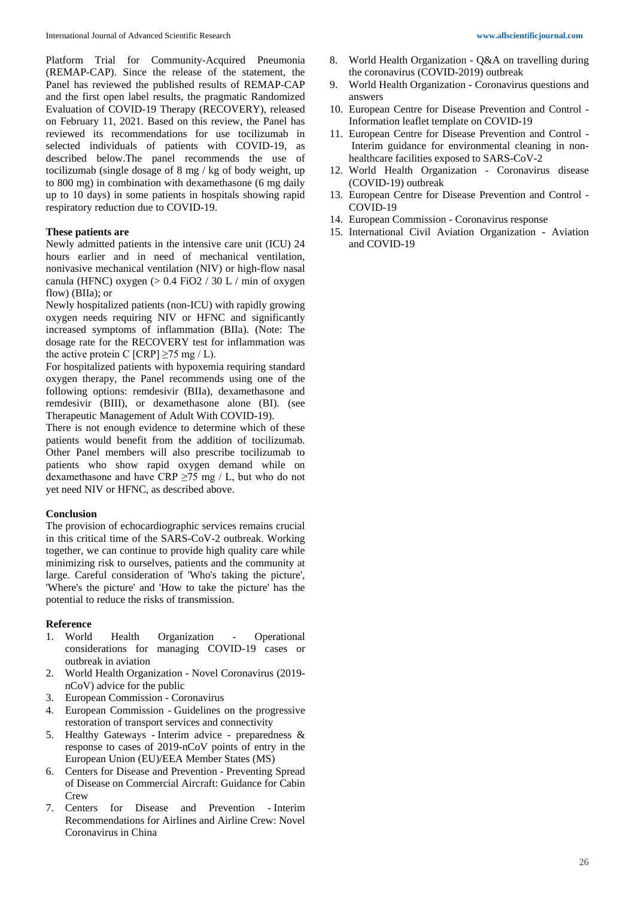Platform Trial for Community-Acquired Pneumonia (REMAP-CAP). Since the release of the statement, the Panel has reviewed the published results of REMAP-CAP and the first open label results, the pragmatic Randomized Evaluation of COVID-19 Therapy (RECOVERY), released on February 11, 2021. Based on this review, the Panel has reviewed its recommendations for use tocilizumab in selected individuals of patients with COVID-19, as described below.The panel recommends the use of tocilizumab (single dosage of 8 mg / kg of body weight, up to 800 mg) in combination with dexamethasone (6 mg daily up to 10 days) in some patients in hospitals showing rapid respiratory reduction due to COVID-19.

**These patients are**

Newly admitted patients in the intensive care unit (ICU) 24 hours earlier and in need of mechanical ventilation, nonivasive mechanical ventilation (NIV) or high-flow nasal canula (HFNC) oxygen (> 0.4 FiO2 / 30 L / min of oxygen flow) (BIIa); or

Newly hospitalized patients (non-ICU) with rapidly growing oxygen needs requiring NIV or HFNC and significantly increased symptoms of inflammation (BIIa). (Note: The dosage rate for the RECOVERY test for inflammation was the active protein C [CRP] ≥75 mg / L).

For hospitalized patients with hypoxemia requiring standard oxygen therapy, the Panel recommends using one of the following options: remdesivir (BIIa), dexamethasone and remdesivir (BIII), or dexamethasone alone (BI). (see Therapeutic Management of Adult With COVID-19).

There is not enough evidence to determine which of these patients would benefit from the addition of tocilizumab. Other Panel members will also prescribe tocilizumab to patients who show rapid oxygen demand while on dexamethasone and have CRP ≥75 mg / L, but who do not yet need NIV or HFNC, as described above.

**Conclusion**

The provision of echocardiographic services remains crucial in this critical time of the SARS-CoV-2 outbreak. Working together, we can continue to provide high quality care while minimizing risk to ourselves, patients and the community at large. Careful consideration of 'Who's taking the picture', 'Where's the picture' and 'How to take the picture' has the potential to reduce the risks of transmission.

**Reference**

1. World Health Organization - Operational considerations for managing COVID-19 cases or outbreak in aviation
2. World Health Organization - Novel Coronavirus (2019-nCoV) advice for the public
3. European Commission - Coronavirus
4. European Commission - Guidelines on the progressive restoration of transport services and connectivity
5. Healthy Gateways - Interim advice - preparedness & response to cases of 2019-nCoV points of entry in the European Union (EU)/EEA Member States (MS)
6. Centers for Disease and Prevention - Preventing Spread of Disease on Commercial Aircraft: Guidance for Cabin Crew
7. Centers for Disease and Prevention - Interim Recommendations for Airlines and Airline Crew: Novel Coronavirus in China
8. World Health Organization - Q&A on travelling during the coronavirus (COVID-2019) outbreak
9. World Health Organization - Coronavirus questions and answers
10. European Centre for Disease Prevention and Control - Information leaflet template on COVID-19
11. European Centre for Disease Prevention and Control - Interim guidance for environmental cleaning in non-healthcare facilities exposed to SARS-CoV-2
12. World Health Organization - Coronavirus disease (COVID-19) outbreak
13. European Centre for Disease Prevention and Control - COVID-19
14. European Commission - Coronavirus response
15. International Civil Aviation Organization - Aviation and COVID-19